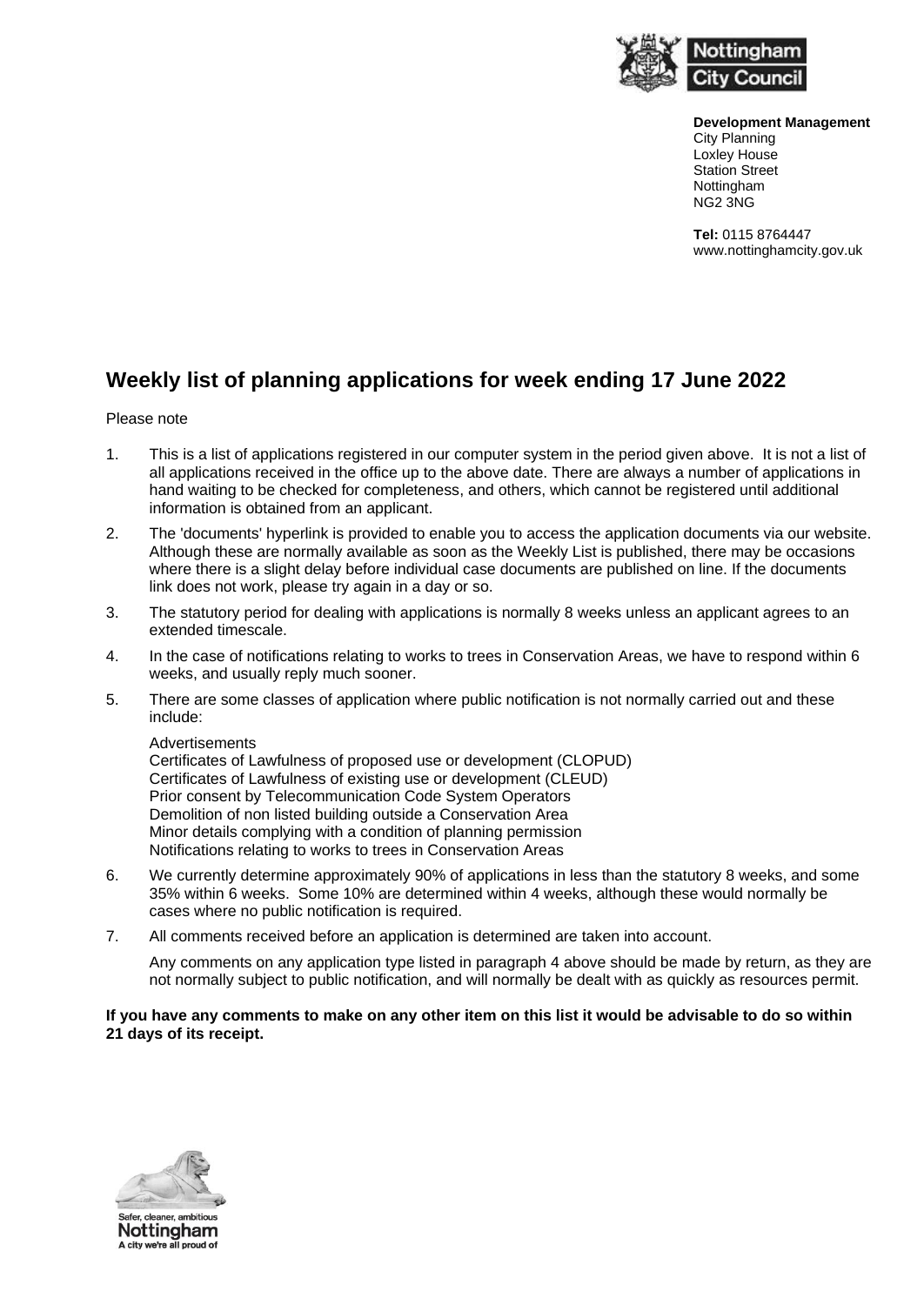**Development Management**
City Planning
Loxley House
Station Street
Nottingham
NG2 3NG

**Tel:** 0115 8764447
www.nottinghamcity.gov.uk

# Weekly list of planning applications for week ending 17 June 2022

Please note

1. This is a list of applications registered in our computer system in the period given above. It is not a list of all applications received in the office up to the above date. There are always a number of applications in hand waiting to be checked for completeness, and others, which cannot be registered until additional information is obtained from an applicant.
2. The 'documents' hyperlink is provided to enable you to access the application documents via our website. Although these are normally available as soon as the Weekly List is published, there may be occasions where there is a slight delay before individual case documents are published on line. If the documents link does not work, please try again in a day or so.
3. The statutory period for dealing with applications is normally 8 weeks unless an applicant agrees to an extended timescale.
4. In the case of notifications relating to works to trees in Conservation Areas, we have to respond within 6 weeks, and usually reply much sooner.
5. There are some classes of application where public notification is not normally carried out and these include:

   Advertisements
   Certificates of Lawfulness of proposed use or development (CLOPUD)
   Certificates of Lawfulness of existing use or development (CLEUD)
   Prior consent by Telecommunication Code System Operators
   Demolition of non listed building outside a Conservation Area
   Minor details complying with a condition of planning permission
   Notifications relating to works to trees in Conservation Areas
6. We currently determine approximately 90% of applications in less than the statutory 8 weeks, and some 35% within 6 weeks. Some 10% are determined within 4 weeks, although these would normally be cases where no public notification is required.
7. All comments received before an application is determined are taken into account.

   Any comments on any application type listed in paragraph 4 above should be made by return, as they are not normally subject to public notification, and will normally be dealt with as quickly as resources permit.

**If you have any comments to make on any other item on this list it would be advisable to do so within 21 days of its receipt.**

Safer, cleaner, ambitious
Nottingham
A city we're all proud of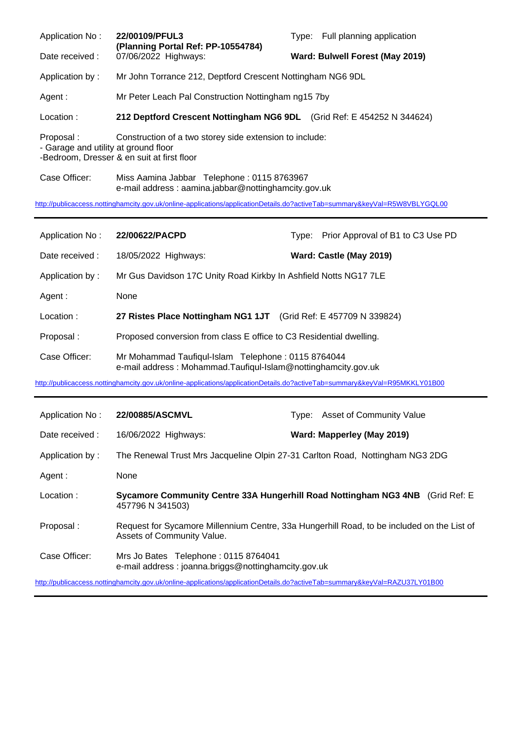| | | | |
|---|---|---|---|
| Application No : | **22/00109/PFUL3** **(Planning Portal Ref: PP-10554784)** | Type: | Full planning application |
| Date received : | 07/06/2022 Highways: | **Ward: Bulwell Forest (May 2019)** | |
| Application by : | Mr John Torrance 212, Deptford Crescent Nottingham NG6 9DL | | |
| Agent : | Mr Peter Leach Pal Construction Nottingham ng15 7by | | |
| Location : | **212 Deptford Crescent Nottingham NG6 9DL** (Grid Ref: E 454252 N 344624) | | |
| Proposal : | Construction of a two storey side extension to include: - Garage and utility at ground floor -Bedroom, Dresser & en suit at first floor | | |
| Case Officer: | Miss Aamina Jabbar Telephone : 0115 8763967 e-mail address : aamina.jabbar@nottinghamcity.gov.uk | | |

http://publicaccess.nottinghamcity.gov.uk/online-applications/applicationDetails.do?activeTab=summary&keyVal=R5W8VBLYGQL00

---

| | | | |
|---|---|---|---|
| Application No : | **22/00622/PACPD** | Type: | Prior Approval of B1 to C3 Use PD |
| Date received : | 18/05/2022 Highways: | **Ward: Castle (May 2019)** | |
| Application by : | Mr Gus Davidson 17C Unity Road Kirkby In Ashfield Notts NG17 7LE | | |
| Agent : | None | | |
| Location : | **27 Ristes Place Nottingham NG1 1JT** (Grid Ref: E 457709 N 339824) | | |
| Proposal : | Proposed conversion from class E office to C3 Residential dwelling. | | |
| Case Officer: | Mr Mohammad Taufiqul-Islam Telephone : 0115 8764044 e-mail address : Mohammad.Taufiqul-Islam@nottinghamcity.gov.uk | | |

http://publicaccess.nottinghamcity.gov.uk/online-applications/applicationDetails.do?activeTab=summary&keyVal=R95MKKLY01B00

---

| | | | |
|---|---|---|---|
| Application No : | **22/00885/ASCMVL** | Type: | Asset of Community Value |
| Date received : | 16/06/2022 Highways: | **Ward: Mapperley (May 2019)** | |
| Application by : | The Renewal Trust Mrs Jacqueline Olpin 27-31 Carlton Road, Nottingham NG3 2DG | | |
| Agent : | None | | |
| Location : | **Sycamore Community Centre 33A Hungerhill Road Nottingham NG3 4NB** (Grid Ref: E 457796 N 341503) | | |
| Proposal : | Request for Sycamore Millennium Centre, 33a Hungerhill Road, to be included on the List of Assets of Community Value. | | |
| Case Officer: | Mrs Jo Bates Telephone : 0115 8764041 e-mail address : joanna.briggs@nottinghamcity.gov.uk | | |

http://publicaccess.nottinghamcity.gov.uk/online-applications/applicationDetails.do?activeTab=summary&keyVal=RAZU37LY01B00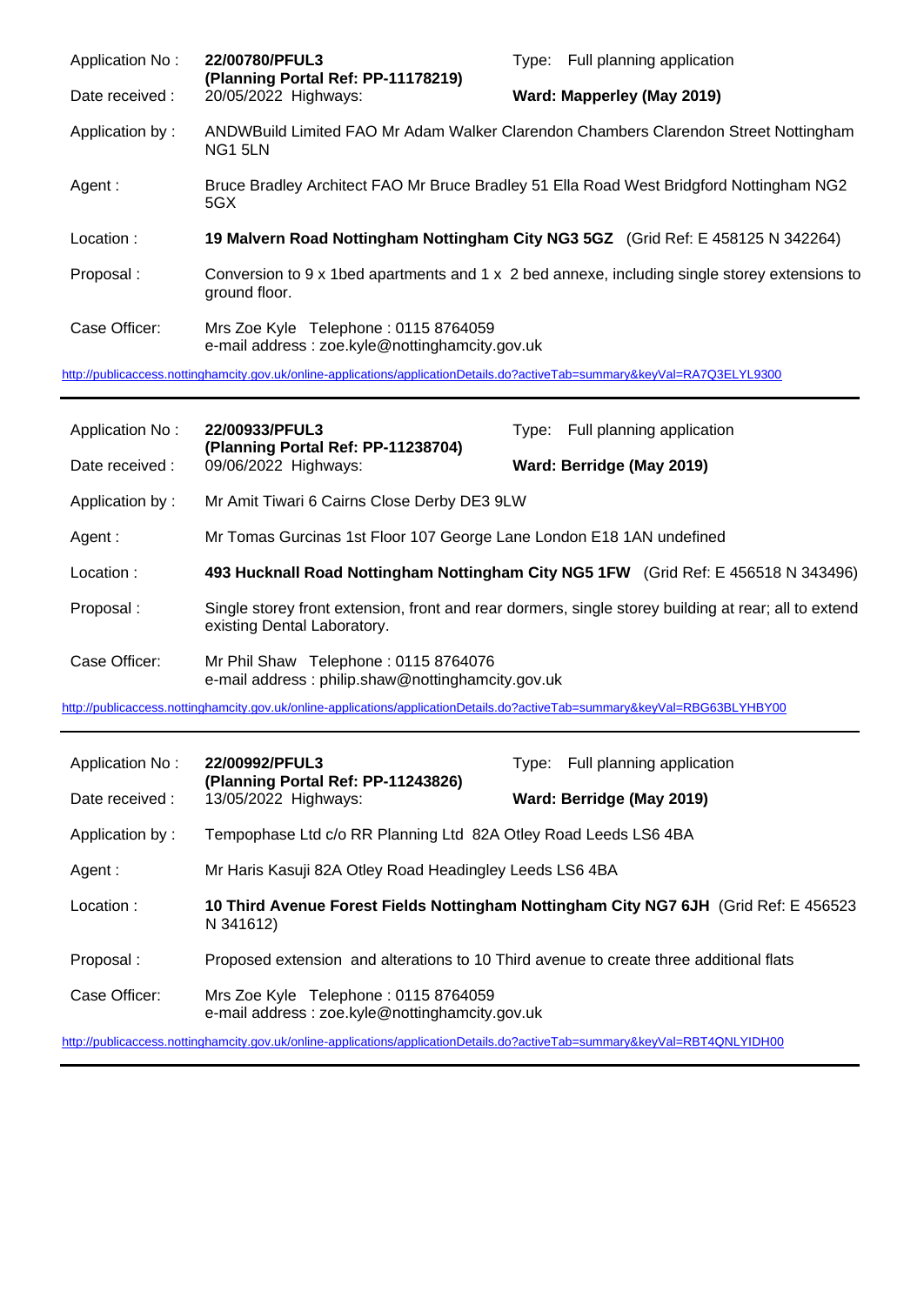| | | | |
|---|---|---|---|
| Application No : | **22/00780/PFUL3** **(Planning Portal Ref: PP-11178219)** | Type: | Full planning application |
| Date received : | 20/05/2022 Highways: | **Ward: Mapperley (May 2019)** | |
| Application by : | ANDWBuild Limited FAO Mr Adam Walker Clarendon Chambers Clarendon Street Nottingham NG1 5LN | | |
| Agent : | Bruce Bradley Architect FAO Mr Bruce Bradley 51 Ella Road West Bridgford Nottingham NG2 5GX | | |
| Location : | **19 Malvern Road Nottingham Nottingham City NG3 5GZ** (Grid Ref: E 458125 N 342264) | | |
| Proposal : | Conversion to 9 x 1bed apartments and 1 x 2 bed annexe, including single storey extensions to ground floor. | | |
| Case Officer: | Mrs Zoe Kyle Telephone : 0115 8764059 e-mail address : zoe.kyle@nottinghamcity.gov.uk | | |

http://publicaccess.nottinghamcity.gov.uk/online-applications/applicationDetails.do?activeTab=summary&keyVal=RA7Q3ELYL9300

---

| | | | |
|---|---|---|---|
| Application No : | **22/00933/PFUL3** **(Planning Portal Ref: PP-11238704)** | Type: | Full planning application |
| Date received : | 09/06/2022 Highways: | **Ward: Berridge (May 2019)** | |
| Application by : | Mr Amit Tiwari 6 Cairns Close Derby DE3 9LW | | |
| Agent : | Mr Tomas Gurcinas 1st Floor 107 George Lane London E18 1AN undefined | | |
| Location : | **493 Hucknall Road Nottingham Nottingham City NG5 1FW** (Grid Ref: E 456518 N 343496) | | |
| Proposal : | Single storey front extension, front and rear dormers, single storey building at rear; all to extend existing Dental Laboratory. | | |
| Case Officer: | Mr Phil Shaw Telephone : 0115 8764076 e-mail address : philip.shaw@nottinghamcity.gov.uk | | |

http://publicaccess.nottinghamcity.gov.uk/online-applications/applicationDetails.do?activeTab=summary&keyVal=RBG63BLYHBY00

---

| | | | |
|---|---|---|---|
| Application No : | **22/00992/PFUL3** **(Planning Portal Ref: PP-11243826)** | Type: | Full planning application |
| Date received : | 13/05/2022 Highways: | **Ward: Berridge (May 2019)** | |
| Application by : | Tempophase Ltd c/o RR Planning Ltd 82A Otley Road Leeds LS6 4BA | | |
| Agent : | Mr Haris Kasuji 82A Otley Road Headingley Leeds LS6 4BA | | |
| Location : | **10 Third Avenue Forest Fields Nottingham Nottingham City NG7 6JH** (Grid Ref: E 456523 N 341612) | | |
| Proposal : | Proposed extension and alterations to 10 Third avenue to create three additional flats | | |
| Case Officer: | Mrs Zoe Kyle Telephone : 0115 8764059 e-mail address : zoe.kyle@nottinghamcity.gov.uk | | |

http://publicaccess.nottinghamcity.gov.uk/online-applications/applicationDetails.do?activeTab=summary&keyVal=RBT4QNLYIDH00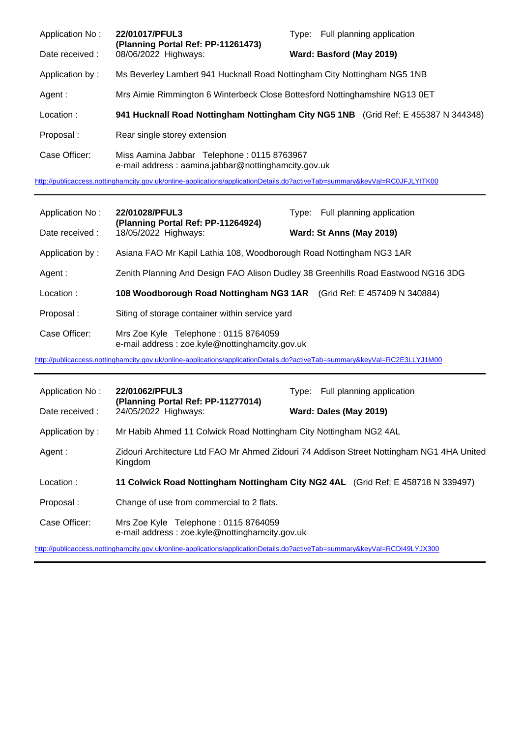| | | | |
|---|---|---|---|
| Application No : | **22/01017/PFUL3** **(Planning Portal Ref: PP-11261473)** | Type: | Full planning application |
| Date received : | 08/06/2022 Highways: | | **Ward: Basford (May 2019)** |
| Application by : | Ms Beverley Lambert 941 Hucknall Road Nottingham City Nottingham NG5 1NB | | |
| Agent : | Mrs Aimie Rimmington 6 Winterbeck Close Bottesford Nottinghamshire NG13 0ET | | |
| Location : | **941 Hucknall Road Nottingham Nottingham City NG5 1NB** (Grid Ref: E 455387 N 344348) | | |
| Proposal : | Rear single storey extension | | |
| Case Officer: | Miss Aamina Jabbar Telephone : 0115 8763967 e-mail address : aamina.jabbar@nottinghamcity.gov.uk | | |

http://publicaccess.nottinghamcity.gov.uk/online-applications/applicationDetails.do?activeTab=summary&keyVal=RC0JFJLYITK00

---

| | | | |
|---|---|---|---|
| Application No : | **22/01028/PFUL3** **(Planning Portal Ref: PP-11264924)** | Type: | Full planning application |
| Date received : | 18/05/2022 Highways: | | **Ward: St Anns (May 2019)** |
| Application by : | Asiana FAO Mr Kapil Lathia 108, Woodborough Road Nottingham NG3 1AR | | |
| Agent : | Zenith Planning And Design FAO Alison Dudley 38 Greenhills Road Eastwood NG16 3DG | | |
| Location : | **108 Woodborough Road Nottingham NG3 1AR** (Grid Ref: E 457409 N 340884) | | |
| Proposal : | Siting of storage container within service yard | | |
| Case Officer: | Mrs Zoe Kyle Telephone : 0115 8764059 e-mail address : zoe.kyle@nottinghamcity.gov.uk | | |

http://publicaccess.nottinghamcity.gov.uk/online-applications/applicationDetails.do?activeTab=summary&keyVal=RC2E3LLYJ1M00

---

| | | | |
|---|---|---|---|
| Application No : | **22/01062/PFUL3** **(Planning Portal Ref: PP-11277014)** | Type: | Full planning application |
| Date received : | 24/05/2022 Highways: | | **Ward: Dales (May 2019)** |
| Application by : | Mr Habib Ahmed 11 Colwick Road Nottingham City Nottingham NG2 4AL | | |
| Agent : | Zidouri Architecture Ltd FAO Mr Ahmed Zidouri 74 Addison Street Nottingham NG1 4HA United Kingdom | | |
| Location : | **11 Colwick Road Nottingham Nottingham City NG2 4AL** (Grid Ref: E 458718 N 339497) | | |
| Proposal : | Change of use from commercial to 2 flats. | | |
| Case Officer: | Mrs Zoe Kyle Telephone : 0115 8764059 e-mail address : zoe.kyle@nottinghamcity.gov.uk | | |

http://publicaccess.nottinghamcity.gov.uk/online-applications/applicationDetails.do?activeTab=summary&keyVal=RCDI49LYJX300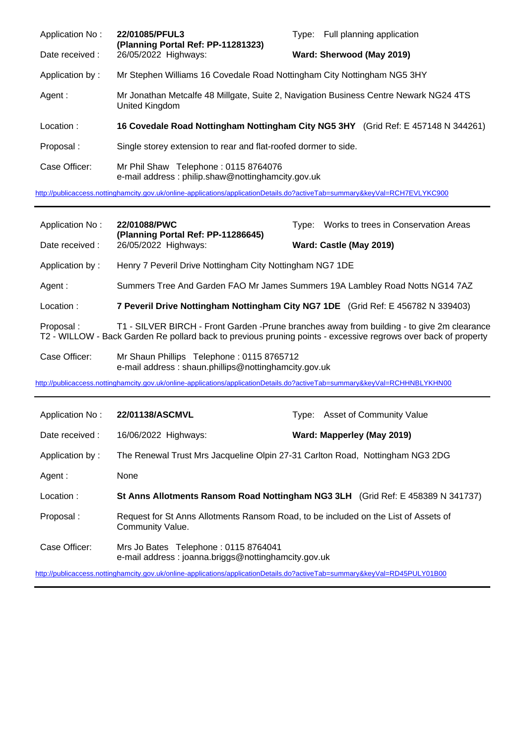| | | | |
|---|---|---|---|
| Application No : | **22/01085/PFUL3** **(Planning Portal Ref: PP-11281323)** | Type: | Full planning application |
| Date received : | 26/05/2022 Highways: | **Ward: Sherwood (May 2019)** | |
| Application by : | Mr Stephen Williams 16 Covedale Road Nottingham City Nottingham NG5 3HY | | |
| Agent : | Mr Jonathan Metcalfe 48 Millgate, Suite 2, Navigation Business Centre Newark NG24 4TS United Kingdom | | |
| Location : | **16 Covedale Road Nottingham Nottingham City NG5 3HY** (Grid Ref: E 457148 N 344261) | | |
| Proposal : | Single storey extension to rear and flat-roofed dormer to side. | | |
| Case Officer: | Mr Phil Shaw Telephone : 0115 8764076 e-mail address : philip.shaw@nottinghamcity.gov.uk | | |

http://publicaccess.nottinghamcity.gov.uk/online-applications/applicationDetails.do?activeTab=summary&keyVal=RCH7EVLYKC900

---

| | | | |
|---|---|---|---|
| Application No : | **22/01088/PWC** **(Planning Portal Ref: PP-11286645)** | Type: | Works to trees in Conservation Areas |
| Date received : | 26/05/2022 Highways: | **Ward: Castle (May 2019)** | |
| Application by : | Henry 7 Peveril Drive Nottingham City Nottingham NG7 1DE | | |
| Agent : | Summers Tree And Garden FAO Mr James Summers 19A Lambley Road Notts NG14 7AZ | | |
| Location : | **7 Peveril Drive Nottingham Nottingham City NG7 1DE** (Grid Ref: E 456782 N 339403) | | |
| Proposal : | T1 - SILVER BIRCH - Front Garden -Prune branches away from building - to give 2m clearance T2 - WILLOW - Back Garden Re pollard back to previous pruning points - excessive regrows over back of property | | |
| Case Officer: | Mr Shaun Phillips Telephone : 0115 8765712 e-mail address : shaun.phillips@nottinghamcity.gov.uk | | |

http://publicaccess.nottinghamcity.gov.uk/online-applications/applicationDetails.do?activeTab=summary&keyVal=RCHHNBLYKHN00

---

| | | | |
|---|---|---|---|
| Application No : | **22/01138/ASCMVL** | Type: | Asset of Community Value |
| Date received : | 16/06/2022 Highways: | **Ward: Mapperley (May 2019)** | |
| Application by : | The Renewal Trust Mrs Jacqueline Olpin 27-31 Carlton Road, Nottingham NG3 2DG | | |
| Agent : | None | | |
| Location : | **St Anns Allotments Ransom Road Nottingham NG3 3LH** (Grid Ref: E 458389 N 341737) | | |
| Proposal : | Request for St Anns Allotments Ransom Road, to be included on the List of Assets of Community Value. | | |
| Case Officer: | Mrs Jo Bates Telephone : 0115 8764041 e-mail address : joanna.briggs@nottinghamcity.gov.uk | | |

http://publicaccess.nottinghamcity.gov.uk/online-applications/applicationDetails.do?activeTab=summary&keyVal=RD45PULY01B00

---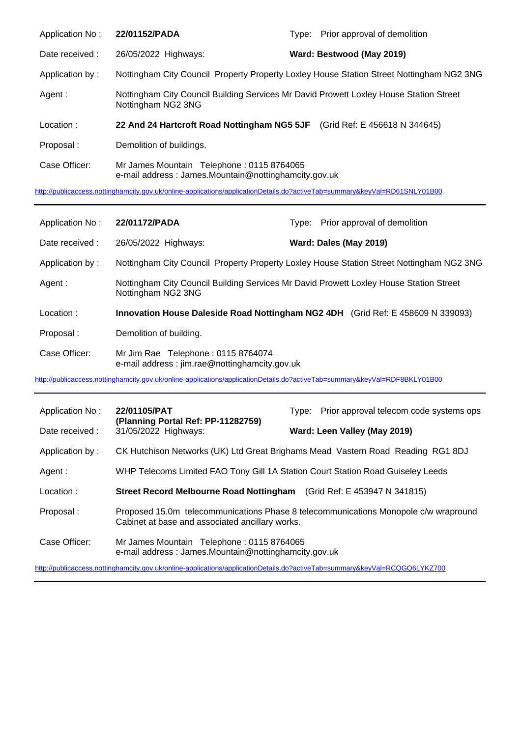| | | | |
|---|---|---|---|
| Application No : | **22/01152/PADA** | Type: | Prior approval of demolition |
| Date received : | 26/05/2022 Highways: | **Ward: Bestwood (May 2019)** | |
| Application by : | Nottingham City Council Property Property Loxley House Station Street Nottingham NG2 3NG | | |
| Agent : | Nottingham City Council Building Services Mr David Prowett Loxley House Station Street Nottingham NG2 3NG | | |
| Location : | **22 And 24 Hartcroft Road Nottingham NG5 5JF** (Grid Ref: E 456618 N 344645) | | |
| Proposal : | Demolition of buildings. | | |
| Case Officer: | Mr James Mountain Telephone : 0115 8764065<br>e-mail address : James.Mountain@nottinghamcity.gov.uk | | |

http://publicaccess.nottinghamcity.gov.uk/online-applications/applicationDetails.do?activeTab=summary&keyVal=RD61SNLY01B00

---

| | | | |
|---|---|---|---|
| Application No : | **22/01172/PADA** | Type: | Prior approval of demolition |
| Date received : | 26/05/2022 Highways: | **Ward: Dales (May 2019)** | |
| Application by : | Nottingham City Council Property Property Loxley House Station Street Nottingham NG2 3NG | | |
| Agent : | Nottingham City Council Building Services Mr David Prowett Loxley House Station Street Nottingham NG2 3NG | | |
| Location : | **Innovation House Daleside Road Nottingham NG2 4DH** (Grid Ref: E 458609 N 339093) | | |
| Proposal : | Demolition of building. | | |
| Case Officer: | Mr Jim Rae Telephone : 0115 8764074<br>e-mail address : jim.rae@nottinghamcity.gov.uk | | |

http://publicaccess.nottinghamcity.gov.uk/online-applications/applicationDetails.do?activeTab=summary&keyVal=RDF8BKLY01B00

---

| | | | |
|---|---|---|---|
| Application No : | **22/01105/PAT**<br>**(Planning Portal Ref: PP-11282759)** | Type: | Prior approval telecom code systems ops |
| Date received : | 31/05/2022 Highways: | **Ward: Leen Valley (May 2019)** | |
| Application by : | CK Hutchison Networks (UK) Ltd Great Brighams Mead Vastern Road Reading RG1 8DJ | | |
| Agent : | WHP Telecoms Limited FAO Tony Gill 1A Station Court Station Road Guiseley Leeds | | |
| Location : | **Street Record Melbourne Road Nottingham** (Grid Ref: E 453947 N 341815) | | |
| Proposal : | Proposed 15.0m telecommunications Phase 8 telecommunications Monopole c/w wrapround Cabinet at base and associated ancillary works. | | |
| Case Officer: | Mr James Mountain Telephone : 0115 8764065<br>e-mail address : James.Mountain@nottinghamcity.gov.uk | | |

http://publicaccess.nottinghamcity.gov.uk/online-applications/applicationDetails.do?activeTab=summary&keyVal=RCQGQ6LYKZ700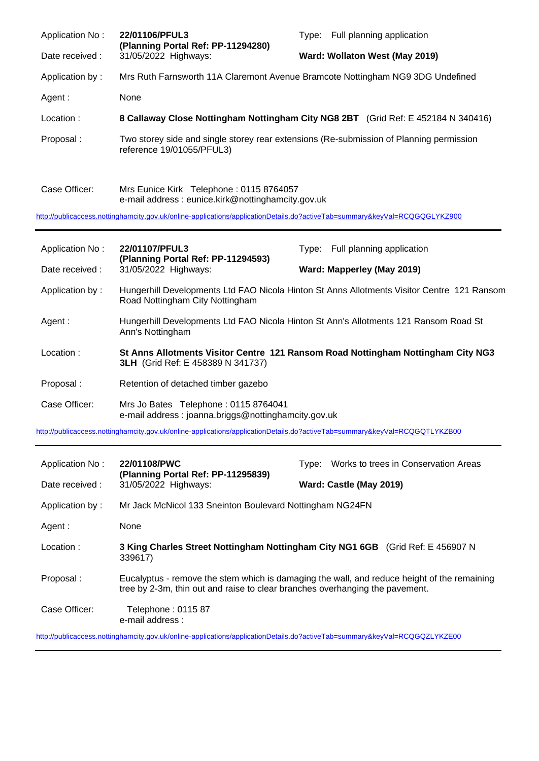| | | | |
|---|---|---|---|
| Application No : | **22/01106/PFUL3** **(Planning Portal Ref: PP-11294280)** | Type: | Full planning application |
| Date received : | 31/05/2022 Highways: | | **Ward: Wollaton West (May 2019)** |
| Application by : | Mrs Ruth Farnsworth 11A Claremont Avenue Bramcote Nottingham NG9 3DG Undefined | | |
| Agent : | None | | |
| Location : | **8 Callaway Close Nottingham Nottingham City NG8 2BT** (Grid Ref: E 452184 N 340416) | | |
| Proposal : | Two storey side and single storey rear extensions (Re-submission of Planning permission reference 19/01055/PFUL3) | | |
| Case Officer: | Mrs Eunice Kirk Telephone : 0115 8764057 e-mail address : eunice.kirk@nottinghamcity.gov.uk | | |

http://publicaccess.nottinghamcity.gov.uk/online-applications/applicationDetails.do?activeTab=summary&keyVal=RCQGQGLYKZ900

---

| | | | |
|---|---|---|---|
| Application No : | **22/01107/PFUL3** **(Planning Portal Ref: PP-11294593)** | Type: | Full planning application |
| Date received : | 31/05/2022 Highways: | | **Ward: Mapperley (May 2019)** |
| Application by : | Hungerhill Developments Ltd FAO Nicola Hinton St Anns Allotments Visitor Centre 121 Ransom Road Nottingham City Nottingham | | |
| Agent : | Hungerhill Developments Ltd FAO Nicola Hinton St Ann's Allotments 121 Ransom Road St Ann's Nottingham | | |
| Location : | **St Anns Allotments Visitor Centre 121 Ransom Road Nottingham Nottingham City NG3 3LH** (Grid Ref: E 458389 N 341737) | | |
| Proposal : | Retention of detached timber gazebo | | |
| Case Officer: | Mrs Jo Bates Telephone : 0115 8764041 e-mail address : joanna.briggs@nottinghamcity.gov.uk | | |

http://publicaccess.nottinghamcity.gov.uk/online-applications/applicationDetails.do?activeTab=summary&keyVal=RCQGQTLYKZB00

---

| | | | |
|---|---|---|---|
| Application No : | **22/01108/PWC** **(Planning Portal Ref: PP-11295839)** | Type: | Works to trees in Conservation Areas |
| Date received : | 31/05/2022 Highways: | | **Ward: Castle (May 2019)** |
| Application by : | Mr Jack McNicol 133 Sneinton Boulevard Nottingham NG24FN | | |
| Agent : | None | | |
| Location : | **3 King Charles Street Nottingham Nottingham City NG1 6GB** (Grid Ref: E 456907 N 339617) | | |
| Proposal : | Eucalyptus - remove the stem which is damaging the wall, and reduce height of the remaining tree by 2-3m, thin out and raise to clear branches overhanging the pavement. | | |
| Case Officer: | Telephone : 0115 87 e-mail address : | | |

http://publicaccess.nottinghamcity.gov.uk/online-applications/applicationDetails.do?activeTab=summary&keyVal=RCQGQZLYKZE00

---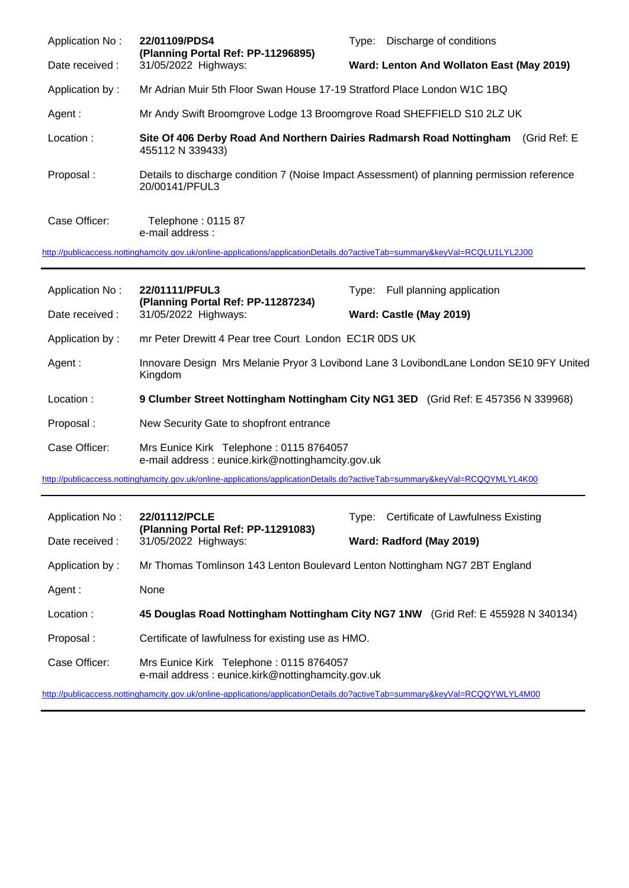| | | | |
|---|---|---|---|
| Application No : | **22/01109/PDS4** **(Planning Portal Ref: PP-11296895)** | Type: | Discharge of conditions |
| Date received : | 31/05/2022 Highways: | | **Ward: Lenton And Wollaton East (May 2019)** |
| Application by : | Mr Adrian Muir 5th Floor Swan House 17-19 Stratford Place London W1C 1BQ | | |
| Agent : | Mr Andy Swift Broomgrove Lodge 13 Broomgrove Road SHEFFIELD S10 2LZ UK | | |
| Location : | **Site Of 406 Derby Road And Northern Dairies Radmarsh Road Nottingham** (Grid Ref: E 455112 N 339433) | | |
| Proposal : | Details to discharge condition 7 (Noise Impact Assessment) of planning permission reference 20/00141/PFUL3 | | |
| Case Officer: | Telephone : 0115 87 e-mail address : | | |

http://publicaccess.nottinghamcity.gov.uk/online-applications/applicationDetails.do?activeTab=summary&keyVal=RCQLU1LYL2J00

---

| | | | |
|---|---|---|---|
| Application No : | **22/01111/PFUL3** **(Planning Portal Ref: PP-11287234)** | Type: | Full planning application |
| Date received : | 31/05/2022 Highways: | | **Ward: Castle (May 2019)** |
| Application by : | mr Peter Drewitt 4 Pear tree Court London EC1R 0DS UK | | |
| Agent : | Innovare Design Mrs Melanie Pryor 3 Lovibond Lane 3 LovibondLane London SE10 9FY United Kingdom | | |
| Location : | **9 Clumber Street Nottingham Nottingham City NG1 3ED** (Grid Ref: E 457356 N 339968) | | |
| Proposal : | New Security Gate to shopfront entrance | | |
| Case Officer: | Mrs Eunice Kirk Telephone : 0115 8764057 e-mail address : eunice.kirk@nottinghamcity.gov.uk | | |

http://publicaccess.nottinghamcity.gov.uk/online-applications/applicationDetails.do?activeTab=summary&keyVal=RCQQYMLYL4K00

---

| | | | |
|---|---|---|---|
| Application No : | **22/01112/PCLE** **(Planning Portal Ref: PP-11291083)** | Type: | Certificate of Lawfulness Existing |
| Date received : | 31/05/2022 Highways: | | **Ward: Radford (May 2019)** |
| Application by : | Mr Thomas Tomlinson 143 Lenton Boulevard Lenton Nottingham NG7 2BT England | | |
| Agent : | None | | |
| Location : | **45 Douglas Road Nottingham Nottingham City NG7 1NW** (Grid Ref: E 455928 N 340134) | | |
| Proposal : | Certificate of lawfulness for existing use as HMO. | | |
| Case Officer: | Mrs Eunice Kirk Telephone : 0115 8764057 e-mail address : eunice.kirk@nottinghamcity.gov.uk | | |

http://publicaccess.nottinghamcity.gov.uk/online-applications/applicationDetails.do?activeTab=summary&keyVal=RCQQYWLYL4M00

---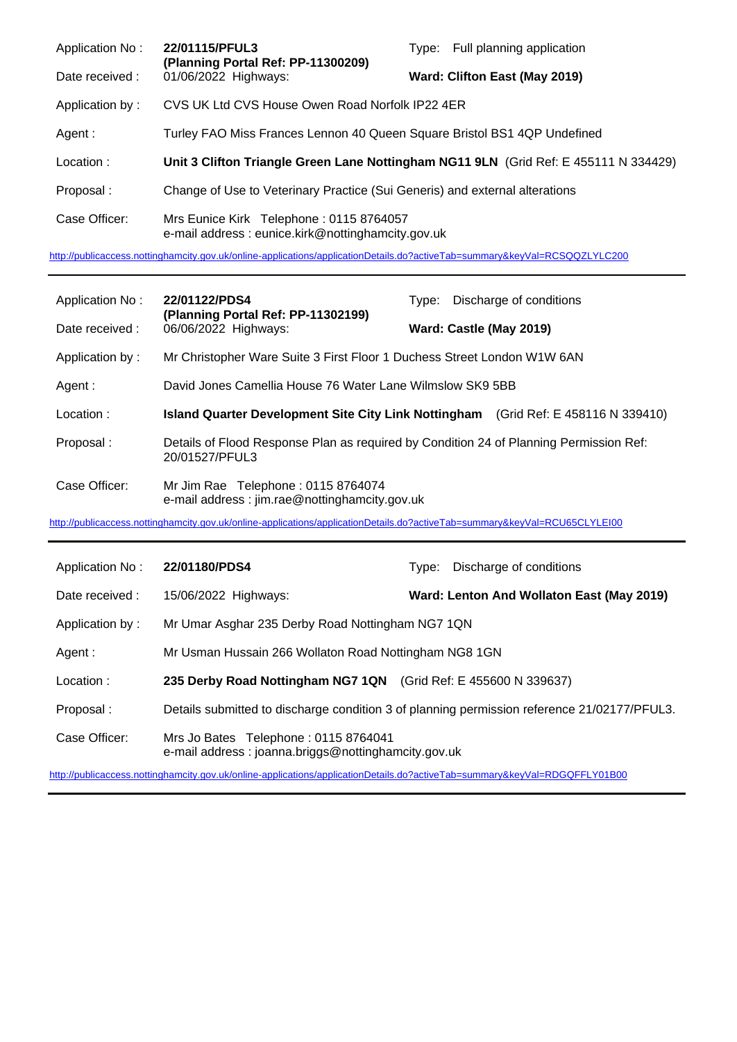| | | | |
|---|---|---|---|
| Application No : | **22/01115/PFUL3** **(Planning Portal Ref: PP-11300209)** | Type: | Full planning application |
| Date received : | 01/06/2022 Highways: | **Ward: Clifton East (May 2019)** | |
| Application by : | CVS UK Ltd CVS House Owen Road Norfolk IP22 4ER | | |
| Agent : | Turley FAO Miss Frances Lennon 40 Queen Square Bristol BS1 4QP Undefined | | |
| Location : | **Unit 3 Clifton Triangle Green Lane Nottingham NG11 9LN** (Grid Ref: E 455111 N 334429) | | |
| Proposal : | Change of Use to Veterinary Practice (Sui Generis) and external alterations | | |
| Case Officer: | Mrs Eunice Kirk Telephone : 0115 8764057 e-mail address : eunice.kirk@nottinghamcity.gov.uk | | |

http://publicaccess.nottinghamcity.gov.uk/online-applications/applicationDetails.do?activeTab=summary&keyVal=RCSQQZLYLC200

---

| | | | |
|---|---|---|---|
| Application No : | **22/01122/PDS4** **(Planning Portal Ref: PP-11302199)** | Type: | Discharge of conditions |
| Date received : | 06/06/2022 Highways: | **Ward: Castle (May 2019)** | |
| Application by : | Mr Christopher Ware Suite 3 First Floor 1 Duchess Street London W1W 6AN | | |
| Agent : | David Jones Camellia House 76 Water Lane Wilmslow SK9 5BB | | |
| Location : | **Island Quarter Development Site City Link Nottingham** (Grid Ref: E 458116 N 339410) | | |
| Proposal : | Details of Flood Response Plan as required by Condition 24 of Planning Permission Ref: 20/01527/PFUL3 | | |
| Case Officer: | Mr Jim Rae Telephone : 0115 8764074 e-mail address : jim.rae@nottinghamcity.gov.uk | | |

http://publicaccess.nottinghamcity.gov.uk/online-applications/applicationDetails.do?activeTab=summary&keyVal=RCU65CLYLEI00

---

| | | | |
|---|---|---|---|
| Application No : | **22/01180/PDS4** | Type: | Discharge of conditions |
| Date received : | 15/06/2022 Highways: | **Ward: Lenton And Wollaton East (May 2019)** | |
| Application by : | Mr Umar Asghar 235 Derby Road Nottingham NG7 1QN | | |
| Agent : | Mr Usman Hussain 266 Wollaton Road Nottingham NG8 1GN | | |
| Location : | **235 Derby Road Nottingham NG7 1QN** (Grid Ref: E 455600 N 339637) | | |
| Proposal : | Details submitted to discharge condition 3 of planning permission reference 21/02177/PFUL3. | | |
| Case Officer: | Mrs Jo Bates Telephone : 0115 8764041 e-mail address : joanna.briggs@nottinghamcity.gov.uk | | |

http://publicaccess.nottinghamcity.gov.uk/online-applications/applicationDetails.do?activeTab=summary&keyVal=RDGQFFLY01B00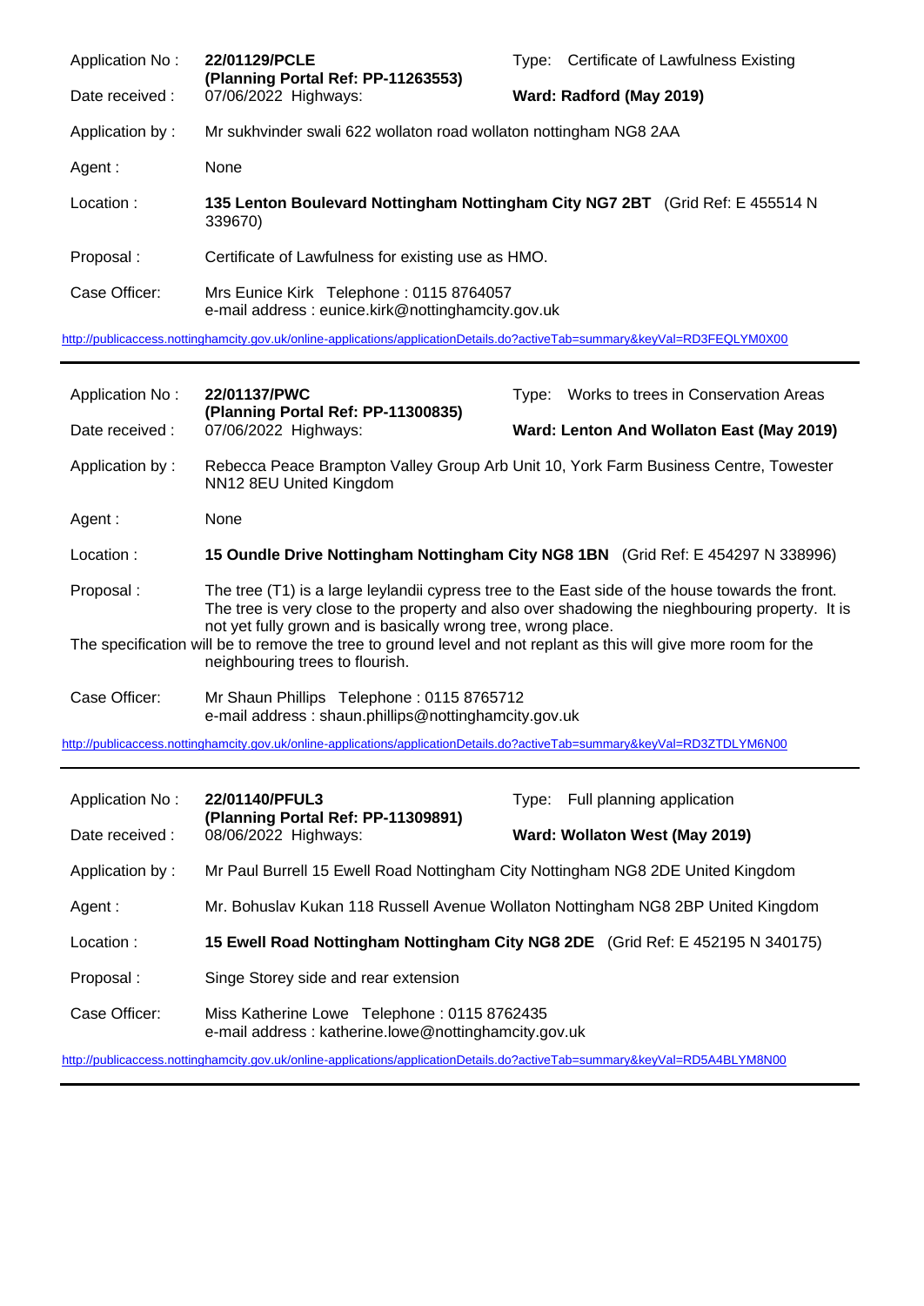| | | | |
|---|---|---|---|
| Application No : | **22/01129/PCLE (Planning Portal Ref: PP-11263553)** | Type: | Certificate of Lawfulness Existing |
| Date received : | 07/06/2022 Highways: | **Ward: Radford (May 2019)** | |
| Application by : | Mr sukhvinder swali 622 wollaton road wollaton nottingham NG8 2AA | | |
| Agent : | None | | |
| Location : | **135 Lenton Boulevard Nottingham Nottingham City NG7 2BT** (Grid Ref: E 455514 N 339670) | | |
| Proposal : | Certificate of Lawfulness for existing use as HMO. | | |
| Case Officer: | Mrs Eunice Kirk Telephone : 0115 8764057 e-mail address : eunice.kirk@nottinghamcity.gov.uk | | |

http://publicaccess.nottinghamcity.gov.uk/online-applications/applicationDetails.do?activeTab=summary&keyVal=RD3FEQLYM0X00

---

| | | | |
|---|---|---|---|
| Application No : | **22/01137/PWC (Planning Portal Ref: PP-11300835)** | Type: | Works to trees in Conservation Areas |
| Date received : | 07/06/2022 Highways: | **Ward: Lenton And Wollaton East (May 2019)** | |
| Application by : | Rebecca Peace Brampton Valley Group Arb Unit 10, York Farm Business Centre, Towester NN12 8EU United Kingdom | | |
| Agent : | None | | |
| Location : | **15 Oundle Drive Nottingham Nottingham City NG8 1BN** (Grid Ref: E 454297 N 338996) | | |
| Proposal : | The tree (T1) is a large leylandii cypress tree to the East side of the house towards the front. The tree is very close to the property and also over shadowing the nieghbouring property. It is not yet fully grown and is basically wrong tree, wrong place. The specification will be to remove the tree to ground level and not replant as this will give more room for the neighbouring trees to flourish. | | |
| Case Officer: | Mr Shaun Phillips Telephone : 0115 8765712 e-mail address : shaun.phillips@nottinghamcity.gov.uk | | |

http://publicaccess.nottinghamcity.gov.uk/online-applications/applicationDetails.do?activeTab=summary&keyVal=RD3ZTDLYM6N00

---

| | | | |
|---|---|---|---|
| Application No : | **22/01140/PFUL3 (Planning Portal Ref: PP-11309891)** | Type: | Full planning application |
| Date received : | 08/06/2022 Highways: | **Ward: Wollaton West (May 2019)** | |
| Application by : | Mr Paul Burrell 15 Ewell Road Nottingham City Nottingham NG8 2DE United Kingdom | | |
| Agent : | Mr. Bohuslav Kukan 118 Russell Avenue Wollaton Nottingham NG8 2BP United Kingdom | | |
| Location : | **15 Ewell Road Nottingham Nottingham City NG8 2DE** (Grid Ref: E 452195 N 340175) | | |
| Proposal : | Singe Storey side and rear extension | | |
| Case Officer: | Miss Katherine Lowe Telephone : 0115 8762435 e-mail address : katherine.lowe@nottinghamcity.gov.uk | | |

http://publicaccess.nottinghamcity.gov.uk/online-applications/applicationDetails.do?activeTab=summary&keyVal=RD5A4BLYM8N00

---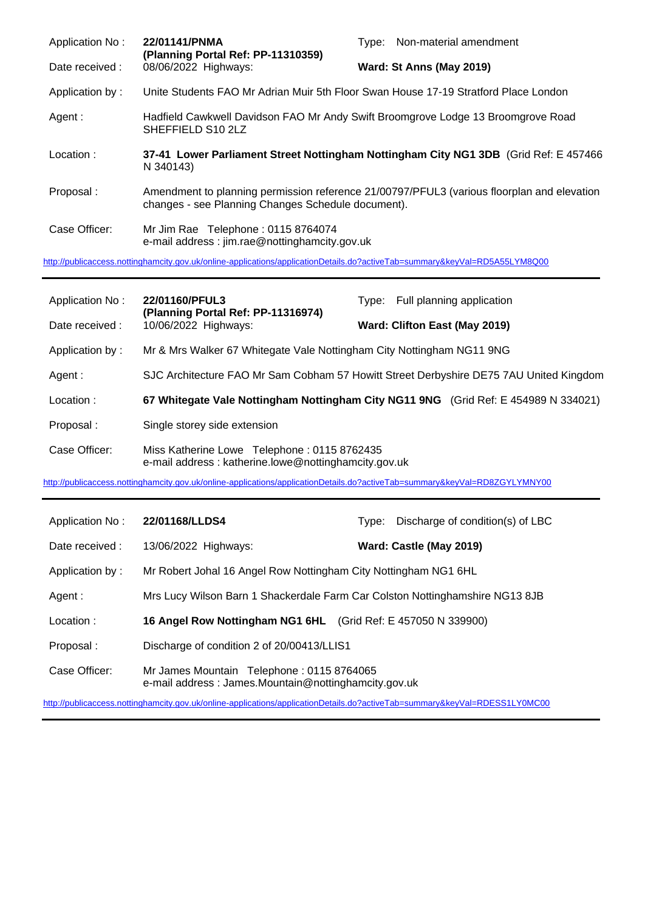| | | | |
|---|---|---|---|
| Application No : | **22/01141/PNMA (Planning Portal Ref: PP-11310359)** | Type: | Non-material amendment |
| Date received : | 08/06/2022 Highways: | **Ward: St Anns (May 2019)** | |
| Application by : | Unite Students FAO Mr Adrian Muir 5th Floor Swan House 17-19 Stratford Place London | | |
| Agent : | Hadfield Cawkwell Davidson FAO Mr Andy Swift Broomgrove Lodge 13 Broomgrove Road SHEFFIELD S10 2LZ | | |
| Location : | **37-41 Lower Parliament Street Nottingham Nottingham City NG1 3DB** (Grid Ref: E 457466 N 340143) | | |
| Proposal : | Amendment to planning permission reference 21/00797/PFUL3 (various floorplan and elevation changes - see Planning Changes Schedule document). | | |
| Case Officer: | Mr Jim Rae Telephone : 0115 8764074<br>e-mail address : jim.rae@nottinghamcity.gov.uk | | |

http://publicaccess.nottinghamcity.gov.uk/online-applications/applicationDetails.do?activeTab=summary&keyVal=RD5A55LYM8Q00

---

| | | | |
|---|---|---|---|
| Application No : | **22/01160/PFUL3 (Planning Portal Ref: PP-11316974)** | Type: | Full planning application |
| Date received : | 10/06/2022 Highways: | **Ward: Clifton East (May 2019)** | |
| Application by : | Mr & Mrs Walker 67 Whitegate Vale Nottingham City Nottingham NG11 9NG | | |
| Agent : | SJC Architecture FAO Mr Sam Cobham 57 Howitt Street Derbyshire DE75 7AU United Kingdom | | |
| Location : | **67 Whitegate Vale Nottingham Nottingham City NG11 9NG** (Grid Ref: E 454989 N 334021) | | |
| Proposal : | Single storey side extension | | |
| Case Officer: | Miss Katherine Lowe Telephone : 0115 8762435<br>e-mail address : katherine.lowe@nottinghamcity.gov.uk | | |

http://publicaccess.nottinghamcity.gov.uk/online-applications/applicationDetails.do?activeTab=summary&keyVal=RD8ZGYLYMNY00

---

| | | | |
|---|---|---|---|
| Application No : | **22/01168/LLDS4** | Type: | Discharge of condition(s) of LBC |
| Date received : | 13/06/2022 Highways: | **Ward: Castle (May 2019)** | |
| Application by : | Mr Robert Johal 16 Angel Row Nottingham City Nottingham NG1 6HL | | |
| Agent : | Mrs Lucy Wilson Barn 1 Shackerdale Farm Car Colston Nottinghamshire NG13 8JB | | |
| Location : | **16 Angel Row Nottingham NG1 6HL** (Grid Ref: E 457050 N 339900) | | |
| Proposal : | Discharge of condition 2 of 20/00413/LLIS1 | | |
| Case Officer: | Mr James Mountain Telephone : 0115 8764065<br>e-mail address : James.Mountain@nottinghamcity.gov.uk | | |

http://publicaccess.nottinghamcity.gov.uk/online-applications/applicationDetails.do?activeTab=summary&keyVal=RDESS1LY0MC00

---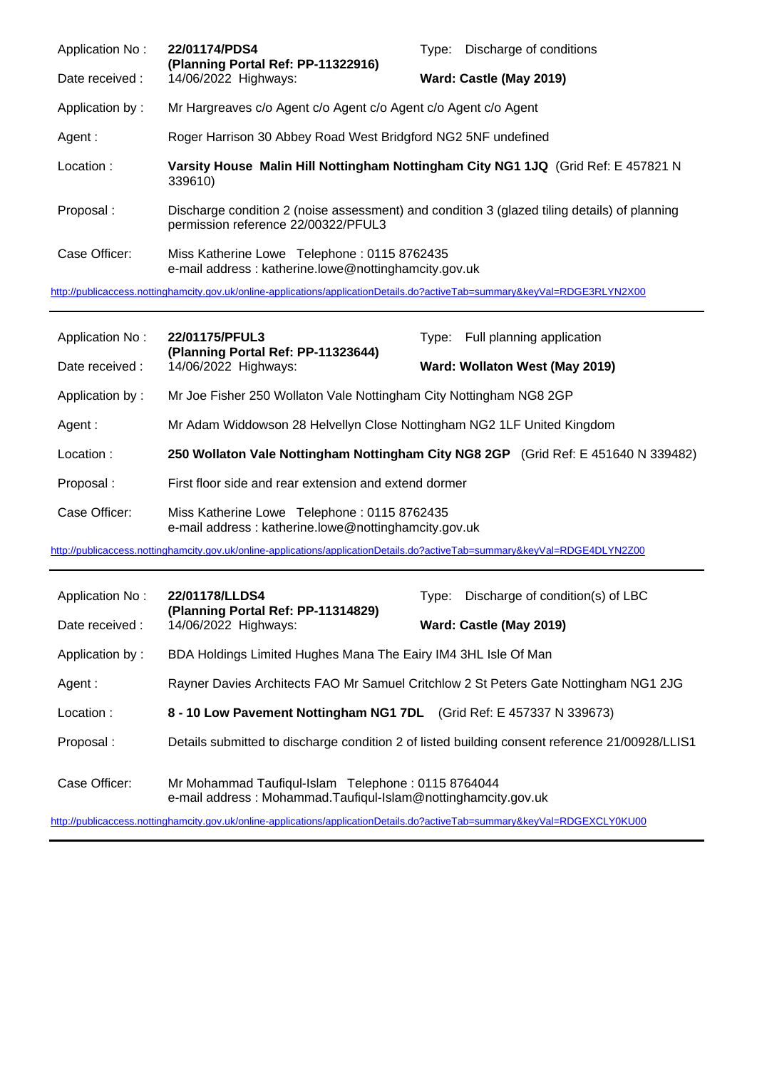| | | | |
|---|---|---|---|
| Application No : | **22/01174/PDS4** **(Planning Portal Ref: PP-11322916)** | Type: | Discharge of conditions |
| Date received : | 14/06/2022 Highways: | **Ward: Castle (May 2019)** | |
| Application by : | Mr Hargreaves c/o Agent c/o Agent c/o Agent c/o Agent | | |
| Agent : | Roger Harrison 30 Abbey Road West Bridgford NG2 5NF undefined | | |
| Location : | **Varsity House Malin Hill Nottingham Nottingham City NG1 1JQ** (Grid Ref: E 457821 N 339610) | | |
| Proposal : | Discharge condition 2 (noise assessment) and condition 3 (glazed tiling details) of planning permission reference 22/00322/PFUL3 | | |
| Case Officer: | Miss Katherine Lowe Telephone : 0115 8762435 e-mail address : katherine.lowe@nottinghamcity.gov.uk | | |

http://publicaccess.nottinghamcity.gov.uk/online-applications/applicationDetails.do?activeTab=summary&keyVal=RDGE3RLYN2X00

---

| | | | |
|---|---|---|---|
| Application No : | **22/01175/PFUL3** **(Planning Portal Ref: PP-11323644)** | Type: | Full planning application |
| Date received : | 14/06/2022 Highways: | **Ward: Wollaton West (May 2019)** | |
| Application by : | Mr Joe Fisher 250 Wollaton Vale Nottingham City Nottingham NG8 2GP | | |
| Agent : | Mr Adam Widdowson 28 Helvellyn Close Nottingham NG2 1LF United Kingdom | | |
| Location : | **250 Wollaton Vale Nottingham Nottingham City NG8 2GP** (Grid Ref: E 451640 N 339482) | | |
| Proposal : | First floor side and rear extension and extend dormer | | |
| Case Officer: | Miss Katherine Lowe Telephone : 0115 8762435 e-mail address : katherine.lowe@nottinghamcity.gov.uk | | |

http://publicaccess.nottinghamcity.gov.uk/online-applications/applicationDetails.do?activeTab=summary&keyVal=RDGE4DLYN2Z00

---

| | | | |
|---|---|---|---|
| Application No : | **22/01178/LLDS4** **(Planning Portal Ref: PP-11314829)** | Type: | Discharge of condition(s) of LBC |
| Date received : | 14/06/2022 Highways: | **Ward: Castle (May 2019)** | |
| Application by : | BDA Holdings Limited Hughes Mana The Eairy IM4 3HL Isle Of Man | | |
| Agent : | Rayner Davies Architects FAO Mr Samuel Critchlow 2 St Peters Gate Nottingham NG1 2JG | | |
| Location : | **8 - 10 Low Pavement Nottingham NG1 7DL** (Grid Ref: E 457337 N 339673) | | |
| Proposal : | Details submitted to discharge condition 2 of listed building consent reference 21/00928/LLIS1 | | |
| Case Officer: | Mr Mohammad Taufiqul-Islam Telephone : 0115 8764044 e-mail address : Mohammad.Taufiqul-Islam@nottinghamcity.gov.uk | | |

http://publicaccess.nottinghamcity.gov.uk/online-applications/applicationDetails.do?activeTab=summary&keyVal=RDGEXCLY0KU00

---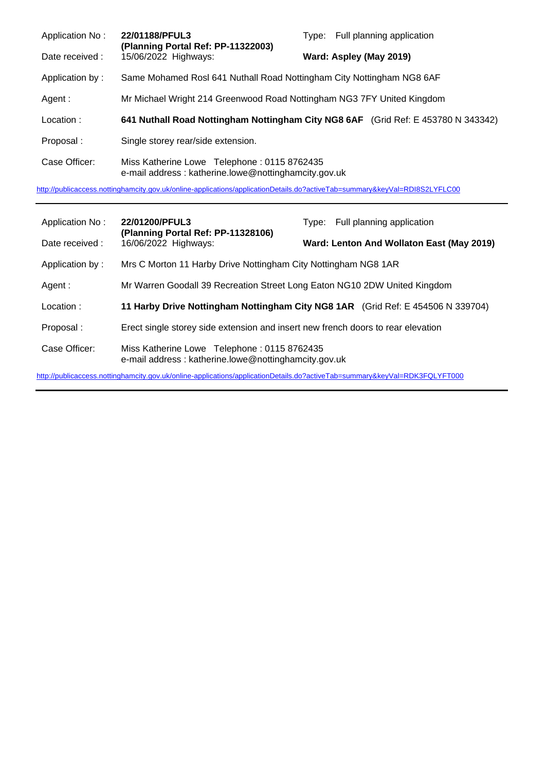| | | | |
|---|---|---|---|
| Application No : | **22/01188/PFUL3** **(Planning Portal Ref: PP-11322003)** | Type: | Full planning application |
| Date received : | 15/06/2022 Highways: | **Ward: Aspley (May 2019)** | |
| Application by : | Same Mohamed Rosl 641 Nuthall Road Nottingham City Nottingham NG8 6AF | | |
| Agent : | Mr Michael Wright 214 Greenwood Road Nottingham NG3 7FY United Kingdom | | |
| Location : | **641 Nuthall Road Nottingham Nottingham City NG8 6AF** (Grid Ref: E 453780 N 343342) | | |
| Proposal : | Single storey rear/side extension. | | |
| Case Officer: | Miss Katherine Lowe Telephone : 0115 8762435 e-mail address : katherine.lowe@nottinghamcity.gov.uk | | |

http://publicaccess.nottinghamcity.gov.uk/online-applications/applicationDetails.do?activeTab=summary&keyVal=RDI8S2LYFLC00

---

| | | | |
|---|---|---|---|
| Application No : | **22/01200/PFUL3** **(Planning Portal Ref: PP-11328106)** | Type: | Full planning application |
| Date received : | 16/06/2022 Highways: | **Ward: Lenton And Wollaton East (May 2019)** | |
| Application by : | Mrs C Morton 11 Harby Drive Nottingham City Nottingham NG8 1AR | | |
| Agent : | Mr Warren Goodall 39 Recreation Street Long Eaton NG10 2DW United Kingdom | | |
| Location : | **11 Harby Drive Nottingham Nottingham City NG8 1AR** (Grid Ref: E 454506 N 339704) | | |
| Proposal : | Erect single storey side extension and insert new french doors to rear elevation | | |
| Case Officer: | Miss Katherine Lowe Telephone : 0115 8762435 e-mail address : katherine.lowe@nottinghamcity.gov.uk | | |

http://publicaccess.nottinghamcity.gov.uk/online-applications/applicationDetails.do?activeTab=summary&keyVal=RDK3FQLYFT000